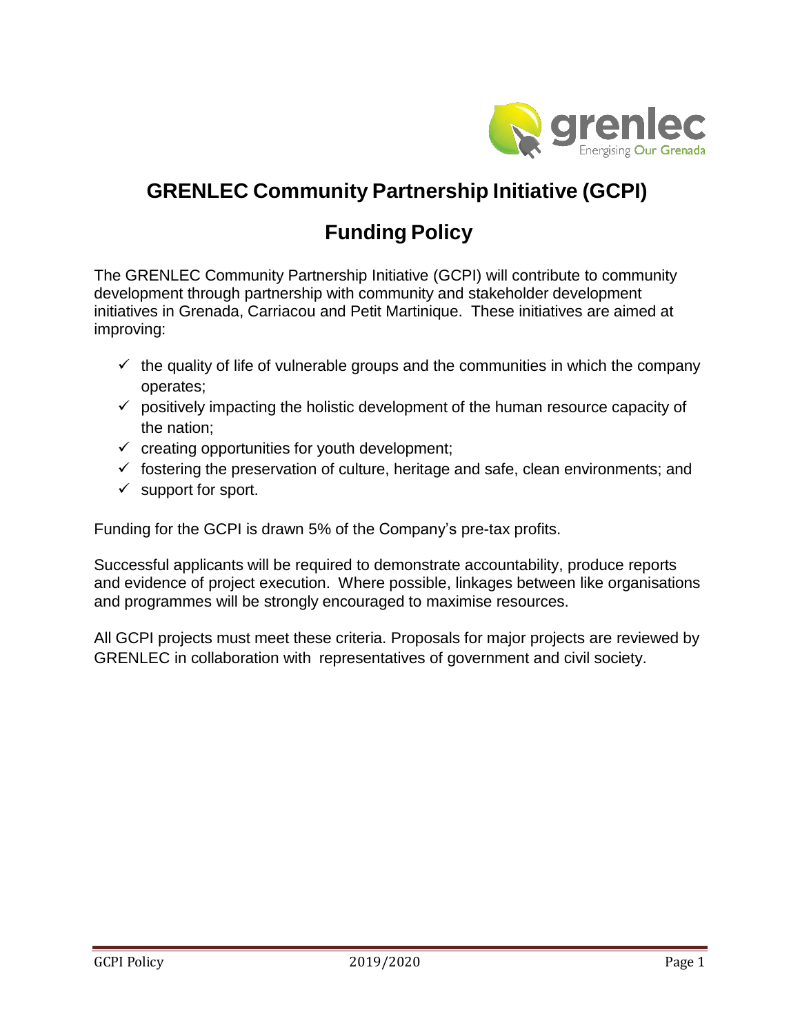# GRENLEC Community Partnership Initiative (GCPI)

## Funding Policy

The GRENLEC Community Partnership Initiative (GCPI) will contribute to community development through partnership with community and stakeholder development initiatives in Grenada, Carriacou and Petit Martinique. These initiatives are aimed at improving:

- ✓ the quality of life of vulnerable groups and the communities in which the company operates;
- ✓ positively impacting the holistic development of the human resource capacity of the nation;
- ✓ creating opportunities for youth development;
- ✓ fostering the preservation of culture, heritage and safe, clean environments; and
- ✓ support for sport.

Funding for the GCPI is drawn 5% of the Company's pre-tax profits.

Successful applicants will be required to demonstrate accountability, produce reports and evidence of project execution. Where possible, linkages between like organisations and programmes will be strongly encouraged to maximise resources.

All GCPI projects must meet these criteria. Proposals for major projects are reviewed by GRENLEC in collaboration with representatives of government and civil society.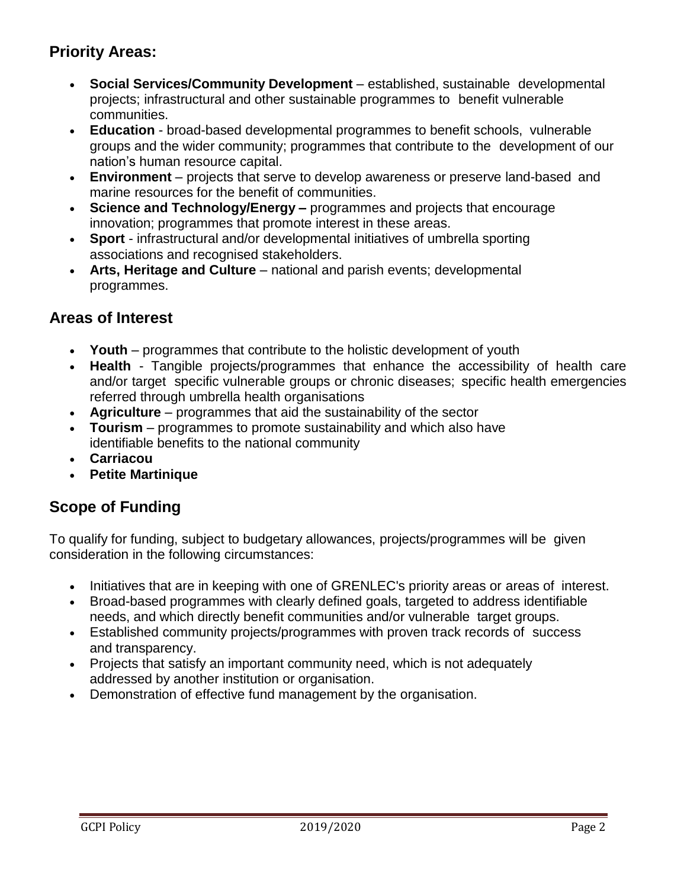## Priority Areas:

- **Social Services/Community Development** – established, sustainable developmental projects; infrastructural and other sustainable programmes to benefit vulnerable communities.
- **Education** - broad-based developmental programmes to benefit schools, vulnerable groups and the wider community; programmes that contribute to the development of our nation's human resource capital.
- **Environment** – projects that serve to develop awareness or preserve land-based and marine resources for the benefit of communities.
- **Science and Technology/Energy –** programmes and projects that encourage innovation; programmes that promote interest in these areas.
- **Sport** - infrastructural and/or developmental initiatives of umbrella sporting associations and recognised stakeholders.
- **Arts, Heritage and Culture** – national and parish events; developmental programmes.

## Areas of Interest

- **Youth** – programmes that contribute to the holistic development of youth
- **Health** - Tangible projects/programmes that enhance the accessibility of health care and/or target specific vulnerable groups or chronic diseases; specific health emergencies referred through umbrella health organisations
- **Agriculture** – programmes that aid the sustainability of the sector
- **Tourism** – programmes to promote sustainability and which also have identifiable benefits to the national community
- **Carriacou**
- **Petite Martinique**

## Scope of Funding

To qualify for funding, subject to budgetary allowances, projects/programmes will be given consideration in the following circumstances:

- Initiatives that are in keeping with one of GRENLEC's priority areas or areas of interest.
- Broad-based programmes with clearly defined goals, targeted to address identifiable needs, and which directly benefit communities and/or vulnerable target groups.
- Established community projects/programmes with proven track records of success and transparency.
- Projects that satisfy an important community need, which is not adequately addressed by another institution or organisation.
- Demonstration of effective fund management by the organisation.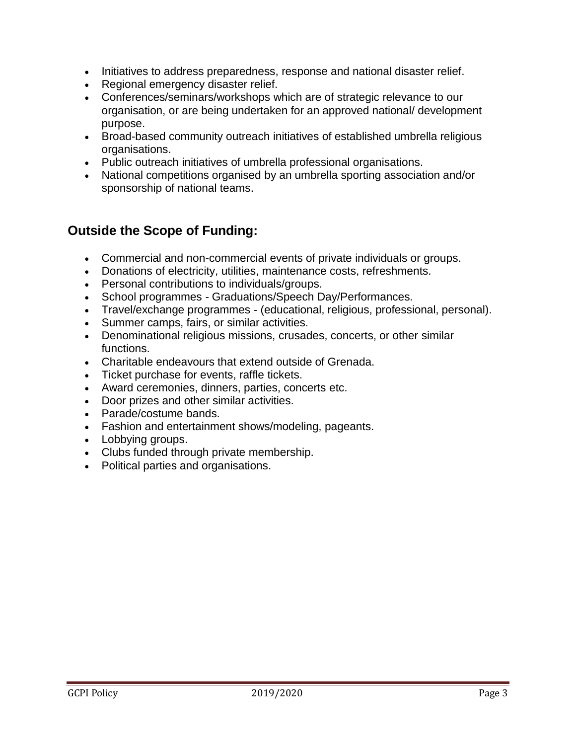- Initiatives to address preparedness, response and national disaster relief.
- Regional emergency disaster relief.
- Conferences/seminars/workshops which are of strategic relevance to our organisation, or are being undertaken for an approved national/ development purpose.
- Broad-based community outreach initiatives of established umbrella religious organisations.
- Public outreach initiatives of umbrella professional organisations.
- National competitions organised by an umbrella sporting association and/or sponsorship of national teams.

## Outside the Scope of Funding:

- Commercial and non-commercial events of private individuals or groups.
- Donations of electricity, utilities, maintenance costs, refreshments.
- Personal contributions to individuals/groups.
- School programmes - Graduations/Speech Day/Performances.
- Travel/exchange programmes - (educational, religious, professional, personal).
- Summer camps, fairs, or similar activities.
- Denominational religious missions, crusades, concerts, or other similar functions.
- Charitable endeavours that extend outside of Grenada.
- Ticket purchase for events, raffle tickets.
- Award ceremonies, dinners, parties, concerts etc.
- Door prizes and other similar activities.
- Parade/costume bands.
- Fashion and entertainment shows/modeling, pageants.
- Lobbying groups.
- Clubs funded through private membership.
- Political parties and organisations.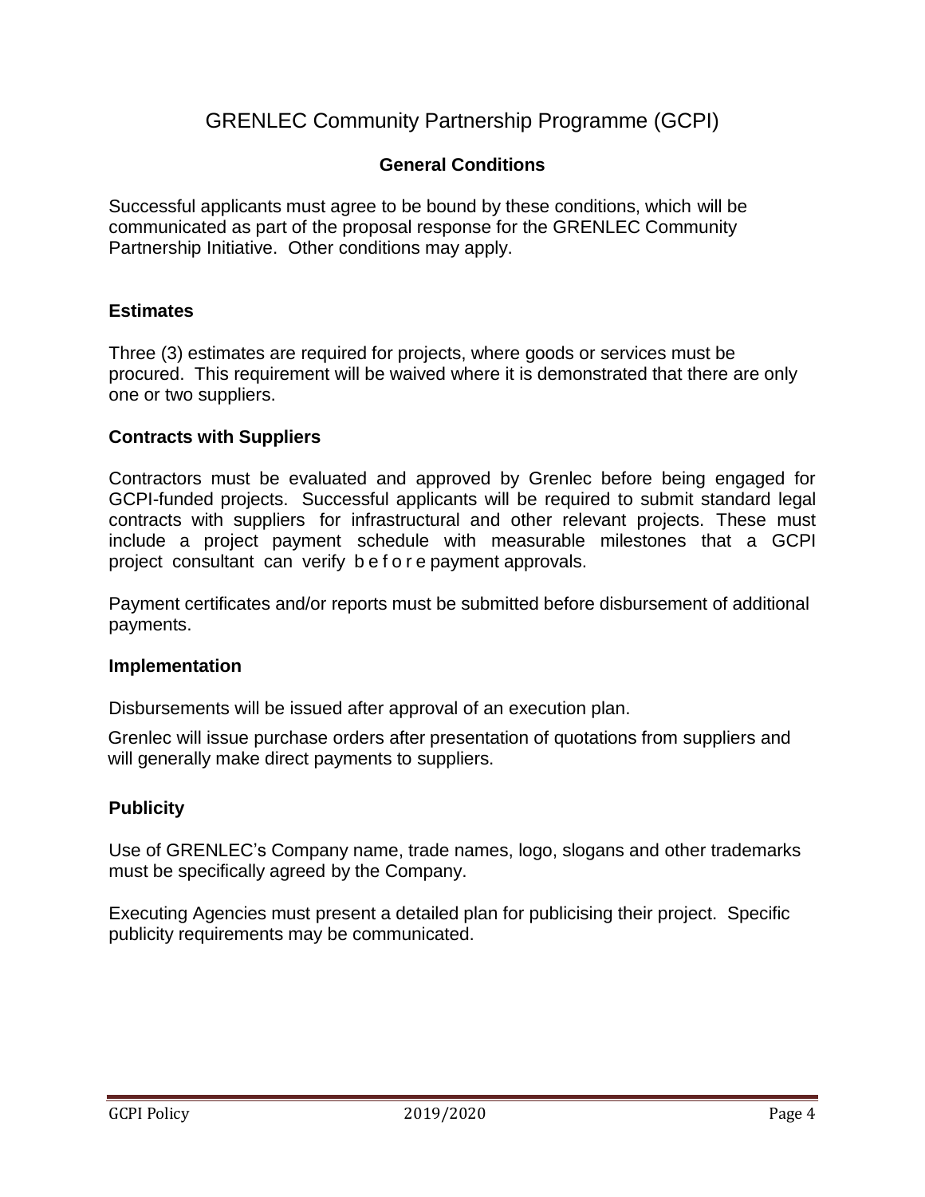# GRENLEC Community Partnership Programme (GCPI)

## General Conditions

Successful applicants must agree to be bound by these conditions, which will be communicated as part of the proposal response for the GRENLEC Community Partnership Initiative. Other conditions may apply.

### Estimates

Three (3) estimates are required for projects, where goods or services must be procured. This requirement will be waived where it is demonstrated that there are only one or two suppliers.

### Contracts with Suppliers

Contractors must be evaluated and approved by Grenlec before being engaged for GCPI-funded projects. Successful applicants will be required to submit standard legal contracts with suppliers for infrastructural and other relevant projects. These must include a project payment schedule with measurable milestones that a GCPI project consultant can verify before payment approvals.

Payment certificates and/or reports must be submitted before disbursement of additional payments.

### Implementation

Disbursements will be issued after approval of an execution plan.

Grenlec will issue purchase orders after presentation of quotations from suppliers and will generally make direct payments to suppliers.

### Publicity

Use of GRENLEC's Company name, trade names, logo, slogans and other trademarks must be specifically agreed by the Company.

Executing Agencies must present a detailed plan for publicising their project. Specific publicity requirements may be communicated.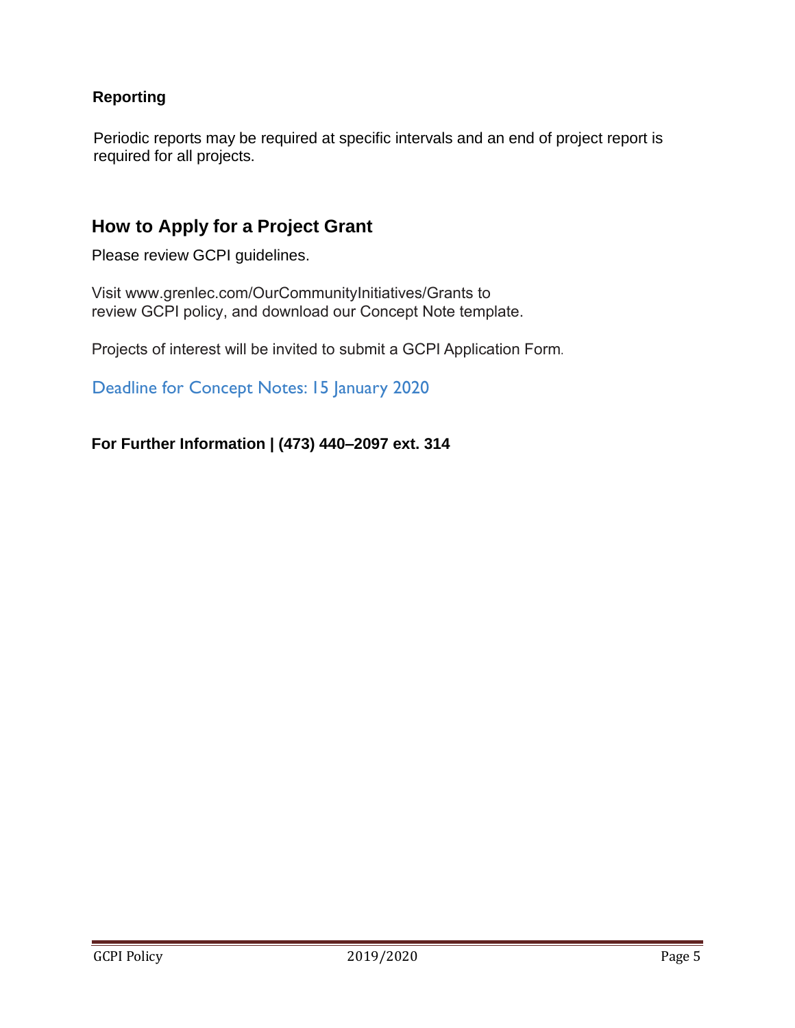### Reporting

Periodic reports may be required at specific intervals and an end of project report is required for all projects.

## How to Apply for a Project Grant

Please review GCPI guidelines.

Visit www.grenlec.com/OurCommunityInitiatives/Grants to review GCPI policy, and download our Concept Note template.

Projects of interest will be invited to submit a GCPI Application Form.

Deadline for Concept Notes: 15 January 2020

**For Further Information | (473) 440–2097 ext. 314**